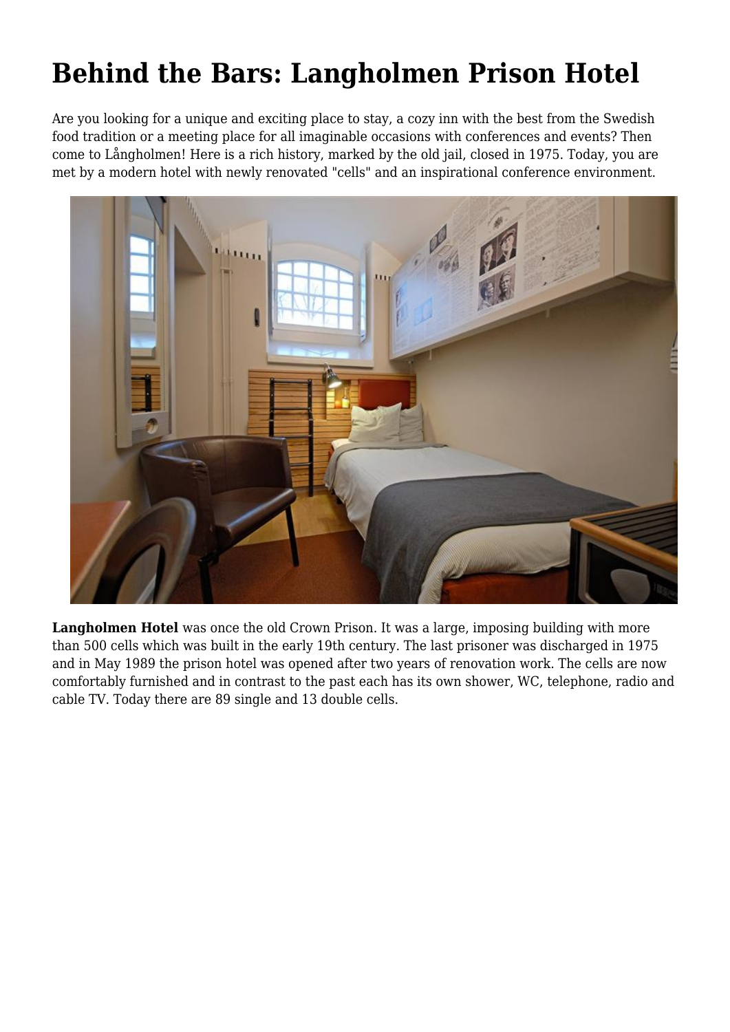# Behind the Bars: Langholmen Prison Hotel

Are you looking for a unique and exciting place to stay, a cozy inn with the best from the Swedish food tradition or a meeting place for all imaginable occasions with conferences and events? Then come to Långholmen! Here is a rich history, marked by the old jail, closed in 1975. Today, you are met by a modern hotel with newly renovated "cells" and an inspirational conference environment.

**Langholmen Hotel** was once the old Crown Prison. It was a large, imposing building with more than 500 cells which was built in the early 19th century. The last prisoner was discharged in 1975 and in May 1989 the prison hotel was opened after two years of renovation work. The cells are now comfortably furnished and in contrast to the past each has its own shower, WC, telephone, radio and cable TV. Today there are 89 single and 13 double cells.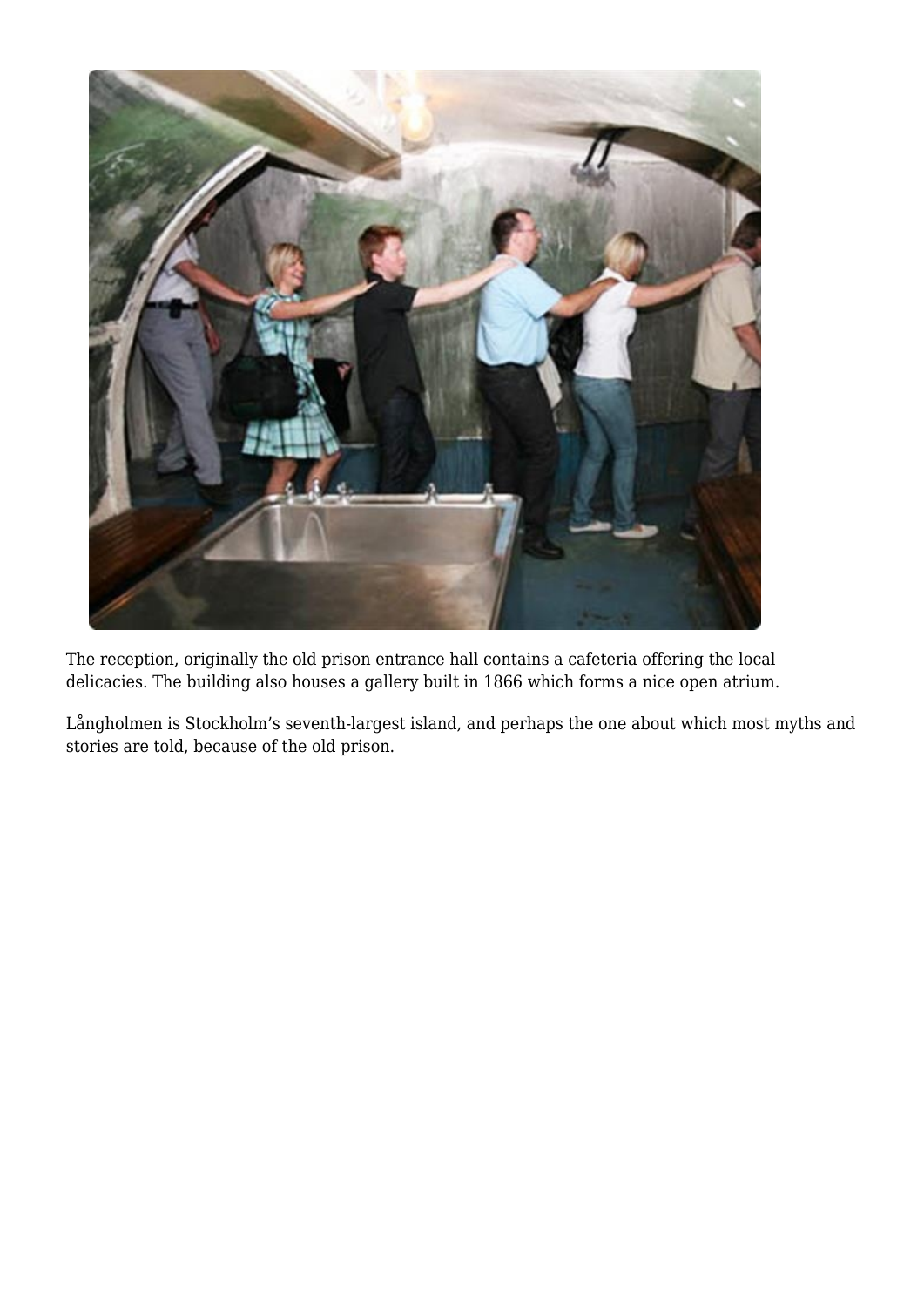The reception, originally the old prison entrance hall contains a cafeteria offering the local delicacies. The building also houses a gallery built in 1866 which forms a nice open atrium.

Långholmen is Stockholm's seventh-largest island, and perhaps the one about which most myths and stories are told, because of the old prison.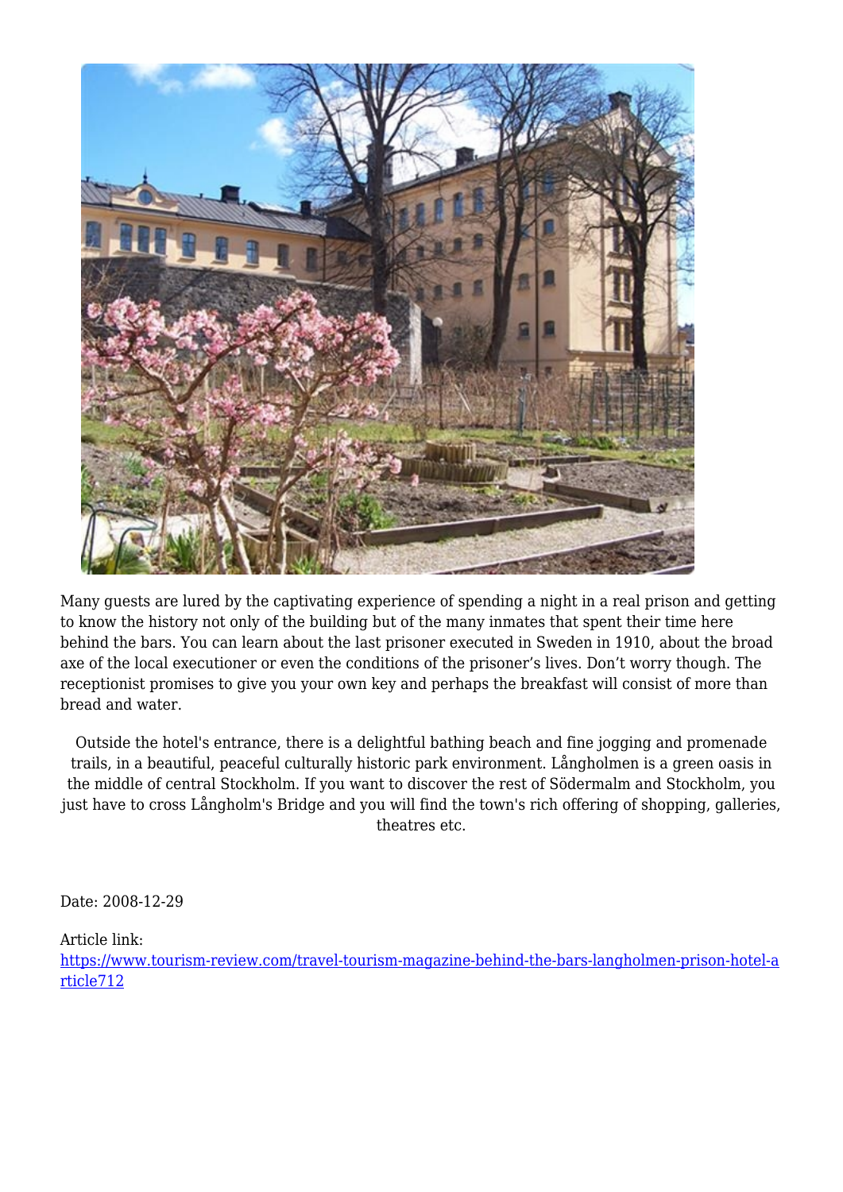Many guests are lured by the captivating experience of spending a night in a real prison and getting to know the history not only of the building but of the many inmates that spent their time here behind the bars. You can learn about the last prisoner executed in Sweden in 1910, about the broad axe of the local executioner or even the conditions of the prisoner's lives. Don't worry though. The receptionist promises to give you your own key and perhaps the breakfast will consist of more than bread and water.

Outside the hotel's entrance, there is a delightful bathing beach and fine jogging and promenade trails, in a beautiful, peaceful culturally historic park environment. Långholmen is a green oasis in the middle of central Stockholm. If you want to discover the rest of Södermalm and Stockholm, you just have to cross Långholm's Bridge and you will find the town's rich offering of shopping, galleries, theatres etc.

Date: 2008-12-29

Article link:
[https://www.tourism-review.com/travel-tourism-magazine-behind-the-bars-langholmen-prison-hotel-article712](https://www.tourism-review.com/travel-tourism-magazine-behind-the-bars-langholmen-prison-hotel-article712)